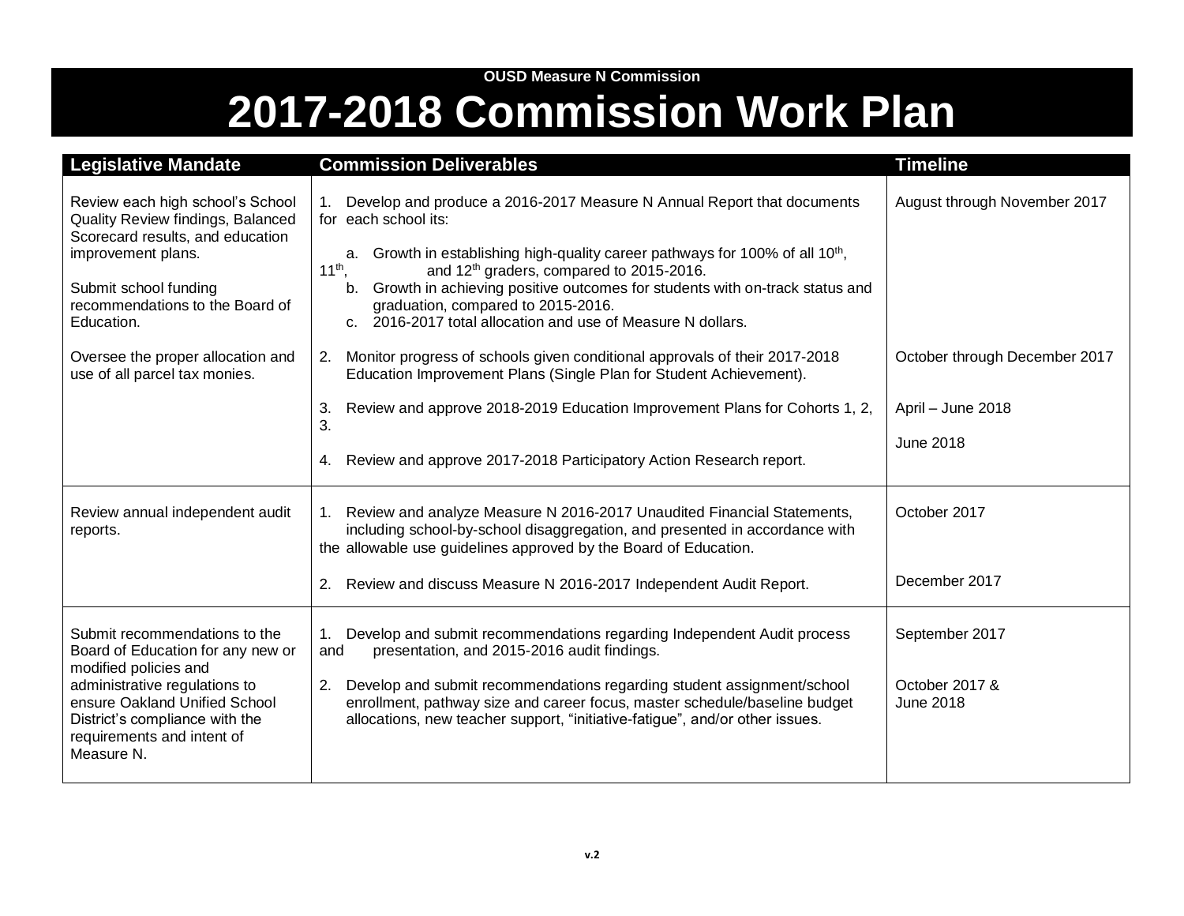**OUSD Measure N Commission**

# 2017-2018 Commission Work Plan

| Legislative Mandate | Commission Deliverables | Timeline |
|---|---|---|
| Review each high school's School Quality Review findings, Balanced Scorecard results, and education improvement plans.<br><br>Submit school funding recommendations to the Board of Education.<br><br>Oversee the proper allocation and use of all parcel tax monies. | 1. Develop and produce a 2016-2017 Measure N Annual Report that documents for each school its:<br>a. Growth in establishing high-quality career pathways for 100% of all 10th, 11th, and 12th graders, compared to 2015-2016.<br>b. Growth in achieving positive outcomes for students with on-track status and graduation, compared to 2015-2016.<br>c. 2016-2017 total allocation and use of Measure N dollars.<br><br>2. Monitor progress of schools given conditional approvals of their 2017-2018 Education Improvement Plans (Single Plan for Student Achievement).<br><br>3. Review and approve 2018-2019 Education Improvement Plans for Cohorts 1, 2, 3.<br><br>4. Review and approve 2017-2018 Participatory Action Research report. | August through November 2017<br><br>October through December 2017<br><br>April – June 2018<br><br>June 2018 |
| Review annual independent audit reports. | 1. Review and analyze Measure N 2016-2017 Unaudited Financial Statements, including school-by-school disaggregation, and presented in accordance with the allowable use guidelines approved by the Board of Education.<br><br>2. Review and discuss Measure N 2016-2017 Independent Audit Report. | October 2017<br><br>December 2017 |
| Submit recommendations to the Board of Education for any new or modified policies and administrative regulations to ensure Oakland Unified School District's compliance with the requirements and intent of Measure N. | 1. Develop and submit recommendations regarding Independent Audit process and presentation, and 2015-2016 audit findings.<br><br>2. Develop and submit recommendations regarding student assignment/school enrollment, pathway size and career focus, master schedule/baseline budget allocations, new teacher support, "initiative-fatigue", and/or other issues. | September 2017<br><br>October 2017 & June 2018 |

v.2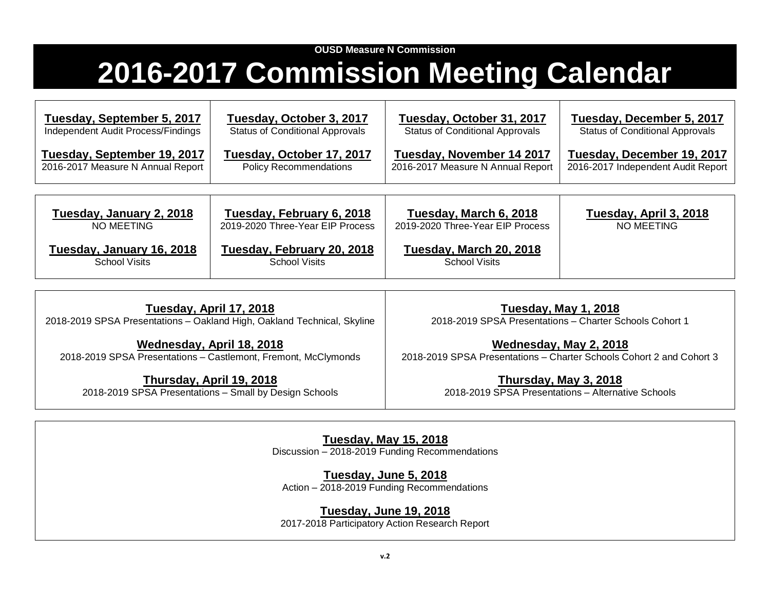OUSD Measure N Commission

# 2016-2017 Commission Meeting Calendar

| | | | |
|---|---|---|---|
| **Tuesday, September 5, 2017**<br>Independent Audit Process/Findings<br><br>**Tuesday, September 19, 2017**<br>2016-2017 Measure N Annual Report | **Tuesday, October 3, 2017**<br>Status of Conditional Approvals<br><br>**Tuesday, October 17, 2017**<br>Policy Recommendations | **Tuesday, October 31, 2017**<br>Status of Conditional Approvals<br><br>**Tuesday, November 14 2017**<br>2016-2017 Measure N Annual Report | **Tuesday, December 5, 2017**<br>Status of Conditional Approvals<br><br>**Tuesday, December 19, 2017**<br>2016-2017 Independent Audit Report |

| | | | |
|---|---|---|---|
| **Tuesday, January 2, 2018**<br>NO MEETING<br><br>**Tuesday, January 16, 2018**<br>School Visits | **Tuesday, February 6, 2018**<br>2019-2020 Three-Year EIP Process<br><br>**Tuesday, February 20, 2018**<br>School Visits | **Tuesday, March 6, 2018**<br>2019-2020 Three-Year EIP Process<br><br>**Tuesday, March 20, 2018**<br>School Visits | **Tuesday, April 3, 2018**<br>NO MEETING |

| | |
|---|---|
| **Tuesday, April 17, 2018**<br>2018-2019 SPSA Presentations – Oakland High, Oakland Technical, Skyline<br><br>**Wednesday, April 18, 2018**<br>2018-2019 SPSA Presentations – Castlemont, Fremont, McClymonds<br><br>**Thursday, April 19, 2018**<br>2018-2019 SPSA Presentations – Small by Design Schools | **Tuesday, May 1, 2018**<br>2018-2019 SPSA Presentations – Charter Schools Cohort 1<br><br>**Wednesday, May 2, 2018**<br>2018-2019 SPSA Presentations – Charter Schools Cohort 2 and Cohort 3<br><br>**Thursday, May 3, 2018**<br>2018-2019 SPSA Presentations – Alternative Schools |

**Tuesday, May 15, 2018**
Discussion – 2018-2019 Funding Recommendations

**Tuesday, June 5, 2018**
Action – 2018-2019 Funding Recommendations

**Tuesday, June 19, 2018**
2017-2018 Participatory Action Research Report

v.2